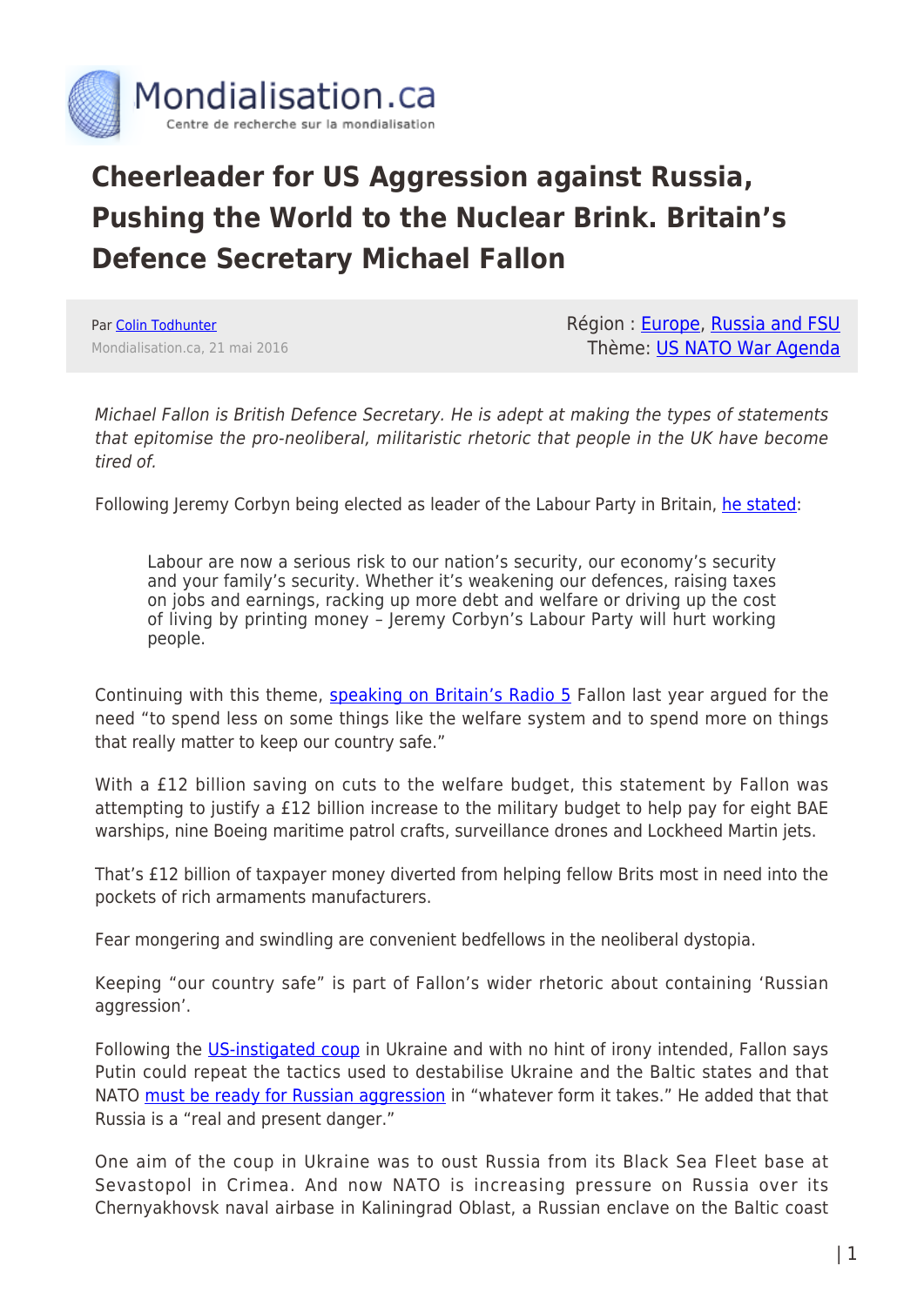# Cheerleader for US Aggression against Russia, Pushing the World to the Nuclear Brink. Britain's Defence Secretary Michael Fallon

Par Colin Todhunter
Mondialisation.ca, 21 mai 2016

Région : Europe, Russia and FSU
Thème: US NATO War Agenda

*Michael Fallon is British Defence Secretary. He is adept at making the types of statements that epitomise the pro-neoliberal, militaristic rhetoric that people in the UK have become tired of.*

Following Jeremy Corbyn being elected as leader of the Labour Party in Britain, he stated:

> Labour are now a serious risk to our nation's security, our economy's security and your family's security. Whether it's weakening our defences, raising taxes on jobs and earnings, racking up more debt and welfare or driving up the cost of living by printing money – Jeremy Corbyn's Labour Party will hurt working people.

Continuing with this theme, speaking on Britain's Radio 5 Fallon last year argued for the need "to spend less on some things like the welfare system and to spend more on things that really matter to keep our country safe."

With a £12 billion saving on cuts to the welfare budget, this statement by Fallon was attempting to justify a £12 billion increase to the military budget to help pay for eight BAE warships, nine Boeing maritime patrol crafts, surveillance drones and Lockheed Martin jets.

That's £12 billion of taxpayer money diverted from helping fellow Brits most in need into the pockets of rich armaments manufacturers.

Fear mongering and swindling are convenient bedfellows in the neoliberal dystopia.

Keeping "our country safe" is part of Fallon's wider rhetoric about containing 'Russian aggression'.

Following the US-instigated coup in Ukraine and with no hint of irony intended, Fallon says Putin could repeat the tactics used to destabilise Ukraine and the Baltic states and that NATO must be ready for Russian aggression in "whatever form it takes." He added that that Russia is a "real and present danger."

One aim of the coup in Ukraine was to oust Russia from its Black Sea Fleet base at Sevastopol in Crimea. And now NATO is increasing pressure on Russia over its Chernyakhovsk naval airbase in Kaliningrad Oblast, a Russian enclave on the Baltic coast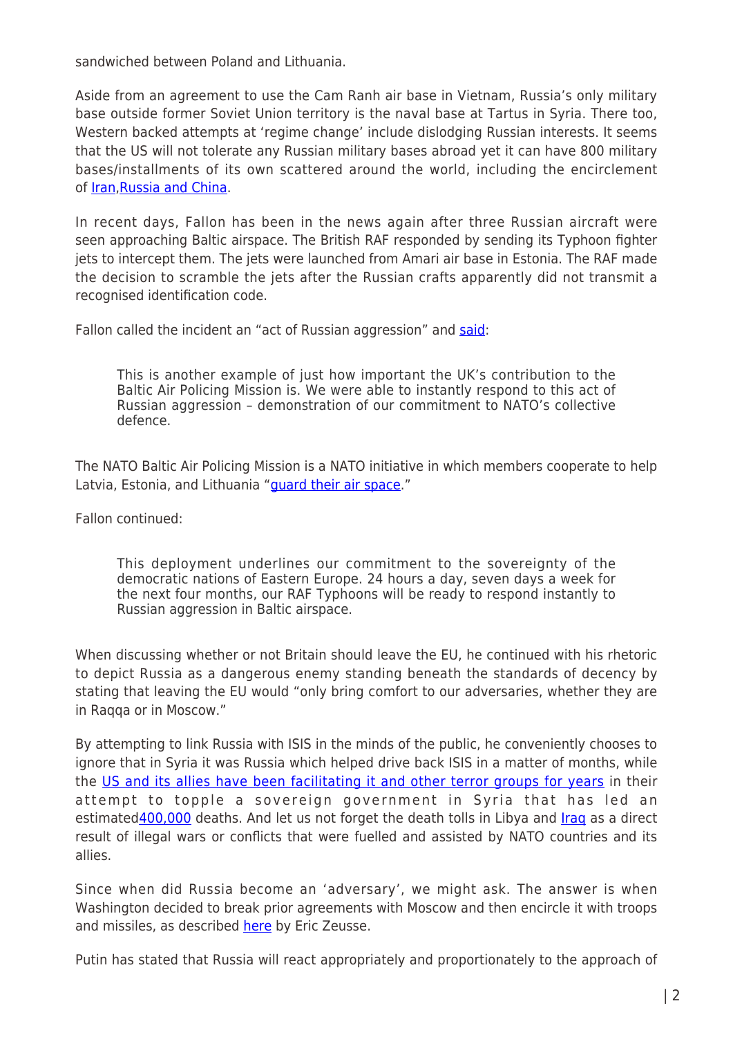sandwiched between Poland and Lithuania.

Aside from an agreement to use the Cam Ranh air base in Vietnam, Russia's only military base outside former Soviet Union territory is the naval base at Tartus in Syria. There too, Western backed attempts at 'regime change' include dislodging Russian interests. It seems that the US will not tolerate any Russian military bases abroad yet it can have 800 military bases/installments of its own scattered around the world, including the encirclement of Iran,Russia and China.

In recent days, Fallon has been in the news again after three Russian aircraft were seen approaching Baltic airspace. The British RAF responded by sending its Typhoon fighter jets to intercept them. The jets were launched from Amari air base in Estonia. The RAF made the decision to scramble the jets after the Russian crafts apparently did not transmit a recognised identification code.

Fallon called the incident an "act of Russian aggression" and said:

> This is another example of just how important the UK's contribution to the Baltic Air Policing Mission is. We were able to instantly respond to this act of Russian aggression – demonstration of our commitment to NATO's collective defence.

The NATO Baltic Air Policing Mission is a NATO initiative in which members cooperate to help Latvia, Estonia, and Lithuania "guard their air space."

Fallon continued:

> This deployment underlines our commitment to the sovereignty of the democratic nations of Eastern Europe. 24 hours a day, seven days a week for the next four months, our RAF Typhoons will be ready to respond instantly to Russian aggression in Baltic airspace.

When discussing whether or not Britain should leave the EU, he continued with his rhetoric to depict Russia as a dangerous enemy standing beneath the standards of decency by stating that leaving the EU would "only bring comfort to our adversaries, whether they are in Raqqa or in Moscow."

By attempting to link Russia with ISIS in the minds of the public, he conveniently chooses to ignore that in Syria it was Russia which helped drive back ISIS in a matter of months, while the US and its allies have been facilitating it and other terror groups for years in their attempt to topple a sovereign government in Syria that has led an estimated400,000 deaths. And let us not forget the death tolls in Libya and Iraq as a direct result of illegal wars or conflicts that were fuelled and assisted by NATO countries and its allies.

Since when did Russia become an 'adversary', we might ask. The answer is when Washington decided to break prior agreements with Moscow and then encircle it with troops and missiles, as described here by Eric Zeusse.

Putin has stated that Russia will react appropriately and proportionately to the approach of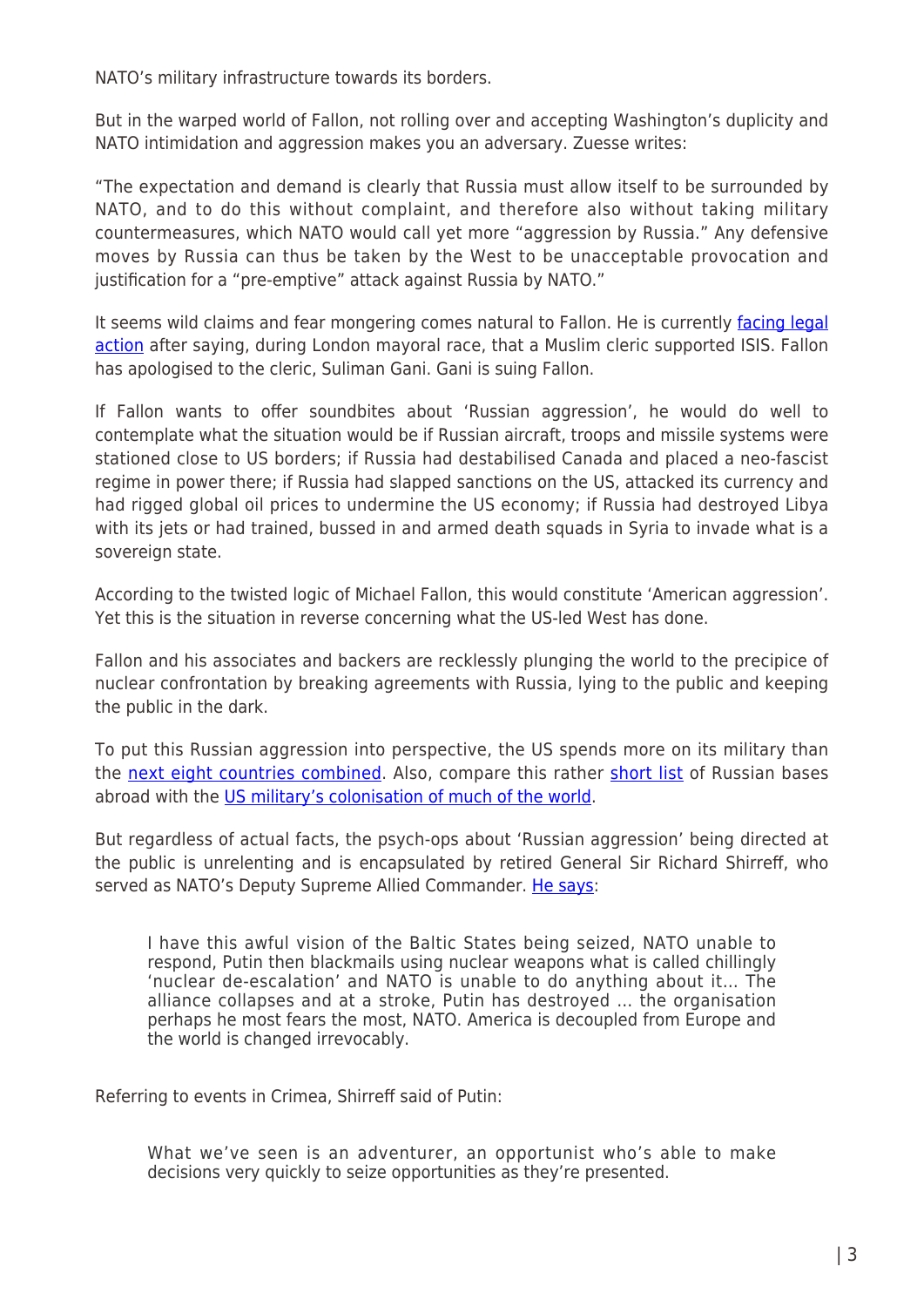NATO's military infrastructure towards its borders.

But in the warped world of Fallon, not rolling over and accepting Washington's duplicity and NATO intimidation and aggression makes you an adversary. Zuesse writes:

"The expectation and demand is clearly that Russia must allow itself to be surrounded by NATO, and to do this without complaint, and therefore also without taking military countermeasures, which NATO would call yet more "aggression by Russia." Any defensive moves by Russia can thus be taken by the West to be unacceptable provocation and justification for a "pre-emptive" attack against Russia by NATO."

It seems wild claims and fear mongering comes natural to Fallon. He is currently facing legal action after saying, during London mayoral race, that a Muslim cleric supported ISIS. Fallon has apologised to the cleric, Suliman Gani. Gani is suing Fallon.

If Fallon wants to offer soundbites about 'Russian aggression', he would do well to contemplate what the situation would be if Russian aircraft, troops and missile systems were stationed close to US borders; if Russia had destabilised Canada and placed a neo-fascist regime in power there; if Russia had slapped sanctions on the US, attacked its currency and had rigged global oil prices to undermine the US economy; if Russia had destroyed Libya with its jets or had trained, bussed in and armed death squads in Syria to invade what is a sovereign state.

According to the twisted logic of Michael Fallon, this would constitute 'American aggression'. Yet this is the situation in reverse concerning what the US-led West has done.

Fallon and his associates and backers are recklessly plunging the world to the precipice of nuclear confrontation by breaking agreements with Russia, lying to the public and keeping the public in the dark.

To put this Russian aggression into perspective, the US spends more on its military than the next eight countries combined. Also, compare this rather short list of Russian bases abroad with the US military's colonisation of much of the world.

But regardless of actual facts, the psych-ops about 'Russian aggression' being directed at the public is unrelenting and is encapsulated by retired General Sir Richard Shirreff, who served as NATO's Deputy Supreme Allied Commander. He says:

> I have this awful vision of the Baltic States being seized, NATO unable to respond, Putin then blackmails using nuclear weapons what is called chillingly 'nuclear de-escalation' and NATO is unable to do anything about it… The alliance collapses and at a stroke, Putin has destroyed … the organisation perhaps he most fears the most, NATO. America is decoupled from Europe and the world is changed irrevocably.

Referring to events in Crimea, Shirreff said of Putin:

> What we've seen is an adventurer, an opportunist who's able to make decisions very quickly to seize opportunities as they're presented.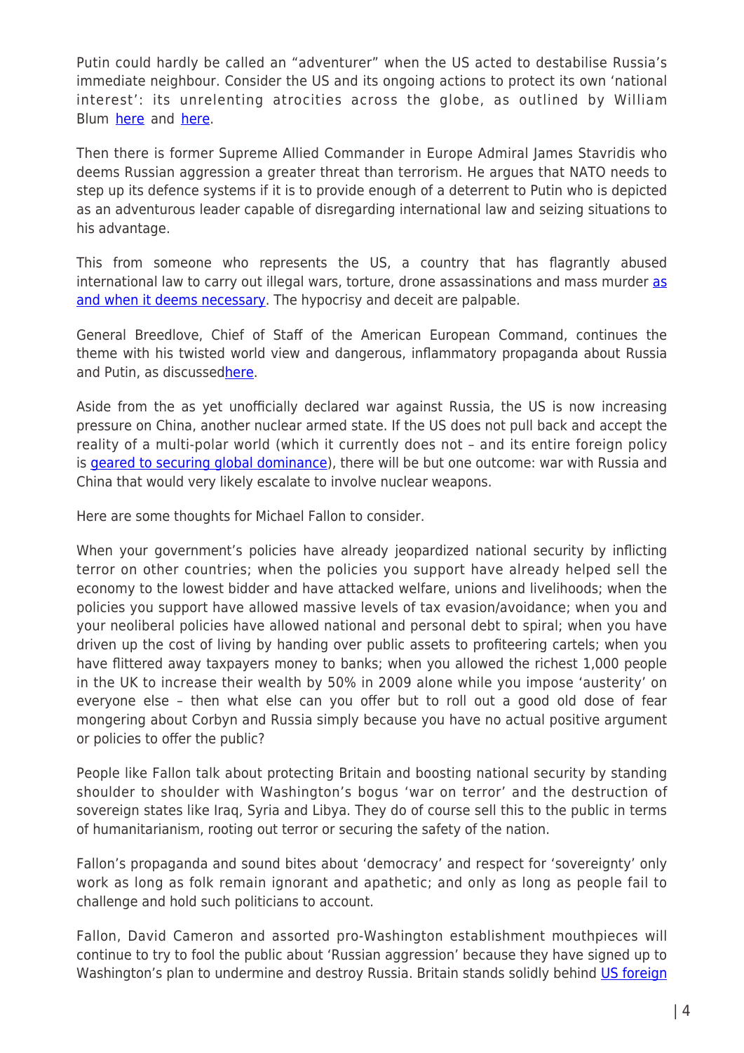Putin could hardly be called an "adventurer" when the US acted to destabilise Russia's immediate neighbour. Consider the US and its ongoing actions to protect its own 'national interest': its unrelenting atrocities across the globe, as outlined by William Blum here and here.

Then there is former Supreme Allied Commander in Europe Admiral James Stavridis who deems Russian aggression a greater threat than terrorism. He argues that NATO needs to step up its defence systems if it is to provide enough of a deterrent to Putin who is depicted as an adventurous leader capable of disregarding international law and seizing situations to his advantage.

This from someone who represents the US, a country that has flagrantly abused international law to carry out illegal wars, torture, drone assassinations and mass murder as and when it deems necessary. The hypocrisy and deceit are palpable.

General Breedlove, Chief of Staff of the American European Command, continues the theme with his twisted world view and dangerous, inflammatory propaganda about Russia and Putin, as discussedhere.

Aside from the as yet unofficially declared war against Russia, the US is now increasing pressure on China, another nuclear armed state. If the US does not pull back and accept the reality of a multi-polar world (which it currently does not – and its entire foreign policy is geared to securing global dominance), there will be but one outcome: war with Russia and China that would very likely escalate to involve nuclear weapons.

Here are some thoughts for Michael Fallon to consider.

When your government's policies have already jeopardized national security by inflicting terror on other countries; when the policies you support have already helped sell the economy to the lowest bidder and have attacked welfare, unions and livelihoods; when the policies you support have allowed massive levels of tax evasion/avoidance; when you and your neoliberal policies have allowed national and personal debt to spiral; when you have driven up the cost of living by handing over public assets to profiteering cartels; when you have flittered away taxpayers money to banks; when you allowed the richest 1,000 people in the UK to increase their wealth by 50% in 2009 alone while you impose 'austerity' on everyone else – then what else can you offer but to roll out a good old dose of fear mongering about Corbyn and Russia simply because you have no actual positive argument or policies to offer the public?

People like Fallon talk about protecting Britain and boosting national security by standing shoulder to shoulder with Washington's bogus 'war on terror' and the destruction of sovereign states like Iraq, Syria and Libya. They do of course sell this to the public in terms of humanitarianism, rooting out terror or securing the safety of the nation.

Fallon's propaganda and sound bites about 'democracy' and respect for 'sovereignty' only work as long as folk remain ignorant and apathetic; and only as long as people fail to challenge and hold such politicians to account.

Fallon, David Cameron and assorted pro-Washington establishment mouthpieces will continue to try to fool the public about 'Russian aggression' because they have signed up to Washington's plan to undermine and destroy Russia. Britain stands solidly behind US foreign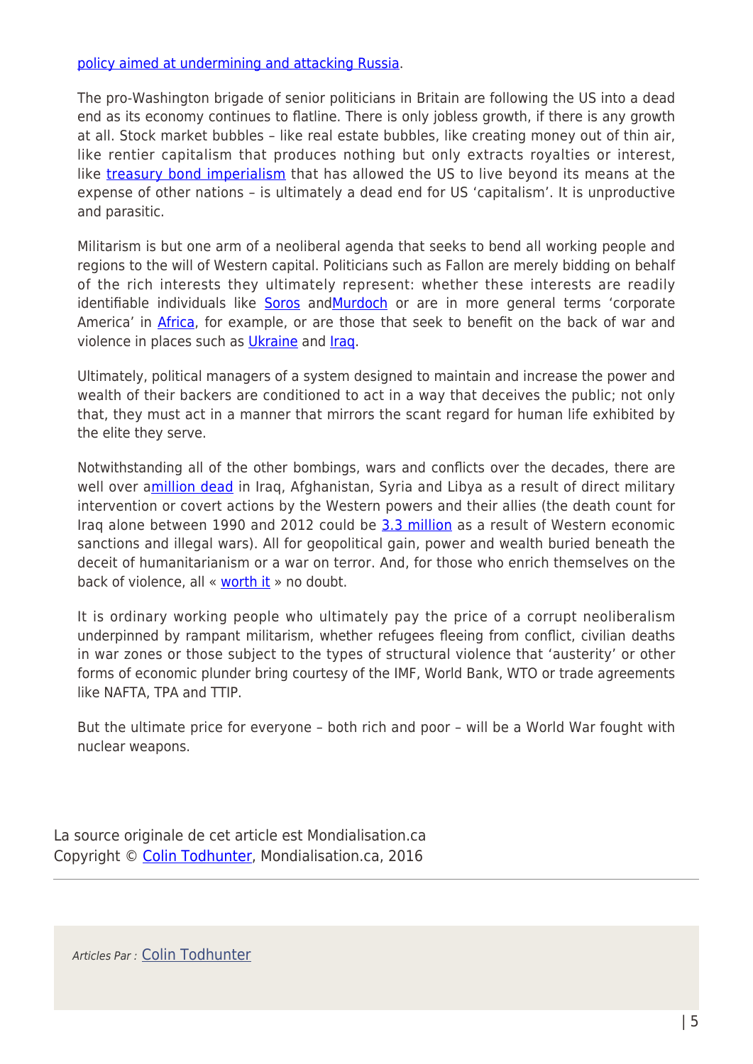policy aimed at undermining and attacking Russia.

The pro-Washington brigade of senior politicians in Britain are following the US into a dead end as its economy continues to flatline. There is only jobless growth, if there is any growth at all. Stock market bubbles – like real estate bubbles, like creating money out of thin air, like rentier capitalism that produces nothing but only extracts royalties or interest, like treasury bond imperialism that has allowed the US to live beyond its means at the expense of other nations – is ultimately a dead end for US 'capitalism'. It is unproductive and parasitic.

Militarism is but one arm of a neoliberal agenda that seeks to bend all working people and regions to the will of Western capital. Politicians such as Fallon are merely bidding on behalf of the rich interests they ultimately represent: whether these interests are readily identifiable individuals like Soros andMurdoch or are in more general terms 'corporate America' in Africa, for example, or are those that seek to benefit on the back of war and violence in places such as Ukraine and Iraq.

Ultimately, political managers of a system designed to maintain and increase the power and wealth of their backers are conditioned to act in a way that deceives the public; not only that, they must act in a manner that mirrors the scant regard for human life exhibited by the elite they serve.

Notwithstanding all of the other bombings, wars and conflicts over the decades, there are well over amillion dead in Iraq, Afghanistan, Syria and Libya as a result of direct military intervention or covert actions by the Western powers and their allies (the death count for Iraq alone between 1990 and 2012 could be 3.3 million as a result of Western economic sanctions and illegal wars). All for geopolitical gain, power and wealth buried beneath the deceit of humanitarianism or a war on terror. And, for those who enrich themselves on the back of violence, all « worth it » no doubt.

It is ordinary working people who ultimately pay the price of a corrupt neoliberalism underpinned by rampant militarism, whether refugees fleeing from conflict, civilian deaths in war zones or those subject to the types of structural violence that 'austerity' or other forms of economic plunder bring courtesy of the IMF, World Bank, WTO or trade agreements like NAFTA, TPA and TTIP.

But the ultimate price for everyone – both rich and poor – will be a World War fought with nuclear weapons.

La source originale de cet article est Mondialisation.ca
Copyright © Colin Todhunter, Mondialisation.ca, 2016

*Articles Par :* Colin Todhunter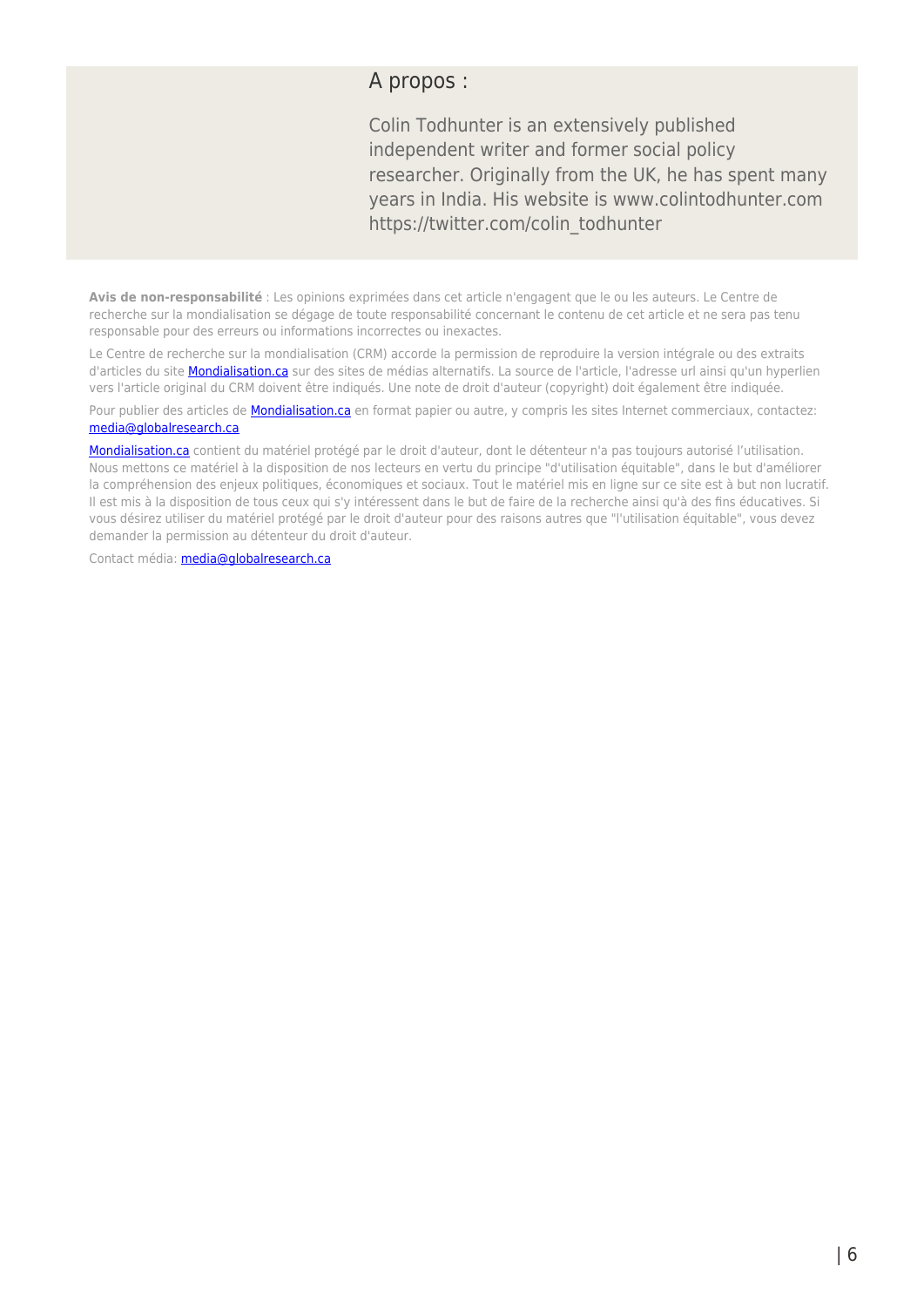## A propos :

Colin Todhunter is an extensively published independent writer and former social policy researcher. Originally from the UK, he has spent many years in India. His website is www.colintodhunter.com https://twitter.com/colin_todhunter

**Avis de non-responsabilité** : Les opinions exprimées dans cet article n'engagent que le ou les auteurs. Le Centre de recherche sur la mondialisation se dégage de toute responsabilité concernant le contenu de cet article et ne sera pas tenu responsable pour des erreurs ou informations incorrectes ou inexactes.

Le Centre de recherche sur la mondialisation (CRM) accorde la permission de reproduire la version intégrale ou des extraits d'articles du site Mondialisation.ca sur des sites de médias alternatifs. La source de l'article, l'adresse url ainsi qu'un hyperlien vers l'article original du CRM doivent être indiqués. Une note de droit d'auteur (copyright) doit également être indiquée.

Pour publier des articles de Mondialisation.ca en format papier ou autre, y compris les sites Internet commerciaux, contactez: media@globalresearch.ca

Mondialisation.ca contient du matériel protégé par le droit d'auteur, dont le détenteur n'a pas toujours autorisé l'utilisation. Nous mettons ce matériel à la disposition de nos lecteurs en vertu du principe "d'utilisation équitable", dans le but d'améliorer la compréhension des enjeux politiques, économiques et sociaux. Tout le matériel mis en ligne sur ce site est à but non lucratif. Il est mis à la disposition de tous ceux qui s'y intéressent dans le but de faire de la recherche ainsi qu'à des fins éducatives. Si vous désirez utiliser du matériel protégé par le droit d'auteur pour des raisons autres que "l'utilisation équitable", vous devez demander la permission au détenteur du droit d'auteur.

Contact média: media@globalresearch.ca